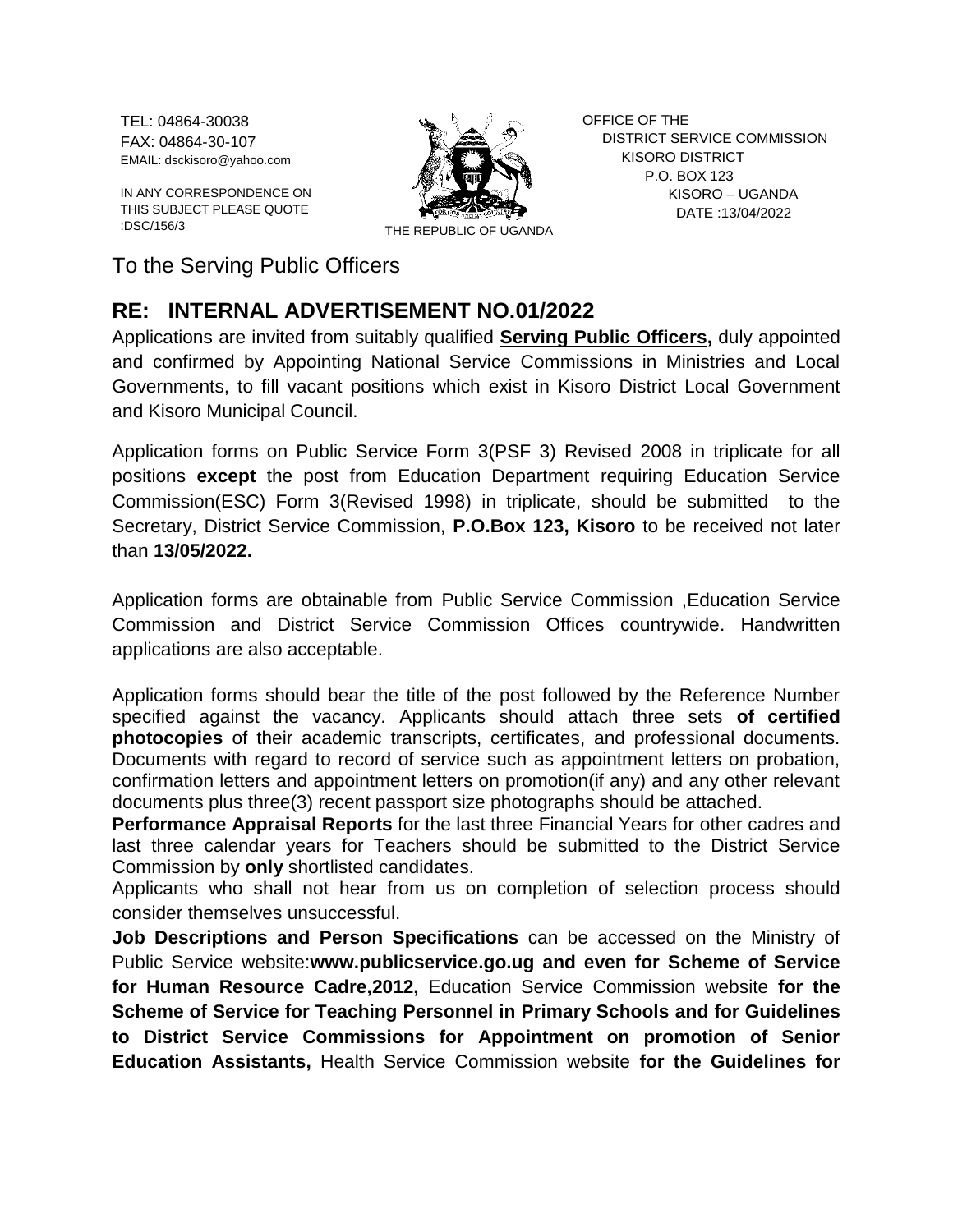TEL: 04864-30038
FAX: 04864-30-107
EMAIL: dsckisoro@yahoo.com

IN ANY CORRESPONDENCE ON THIS SUBJECT PLEASE QUOTE :DSC/156/3

THE REPUBLIC OF UGANDA

OFFICE OF THE
DISTRICT SERVICE COMMISSION
KISORO DISTRICT
P.O. BOX 123
KISORO – UGANDA
DATE :13/04/2022

To the Serving Public Officers

## RE: INTERNAL ADVERTISEMENT NO.01/2022

Applications are invited from suitably qualified **Serving Public Officers,** duly appointed and confirmed by Appointing National Service Commissions in Ministries and Local Governments, to fill vacant positions which exist in Kisoro District Local Government and Kisoro Municipal Council.

Application forms on Public Service Form 3(PSF 3) Revised 2008 in triplicate for all positions **except** the post from Education Department requiring Education Service Commission(ESC) Form 3(Revised 1998) in triplicate, should be submitted to the Secretary, District Service Commission, **P.O.Box 123, Kisoro** to be received not later than **13/05/2022.**

Application forms are obtainable from Public Service Commission ,Education Service Commission and District Service Commission Offices countrywide. Handwritten applications are also acceptable.

Application forms should bear the title of the post followed by the Reference Number specified against the vacancy. Applicants should attach three sets **of certified photocopies** of their academic transcripts, certificates, and professional documents. Documents with regard to record of service such as appointment letters on probation, confirmation letters and appointment letters on promotion(if any) and any other relevant documents plus three(3) recent passport size photographs should be attached.

**Performance Appraisal Reports** for the last three Financial Years for other cadres and last three calendar years for Teachers should be submitted to the District Service Commission by **only** shortlisted candidates.

Applicants who shall not hear from us on completion of selection process should consider themselves unsuccessful.

**Job Descriptions and Person Specifications** can be accessed on the Ministry of Public Service website:**www.publicservice.go.ug and even for Scheme of Service for Human Resource Cadre,2012,** Education Service Commission website **for the Scheme of Service for Teaching Personnel in Primary Schools and for Guidelines to District Service Commissions for Appointment on promotion of Senior Education Assistants,** Health Service Commission website **for the Guidelines for**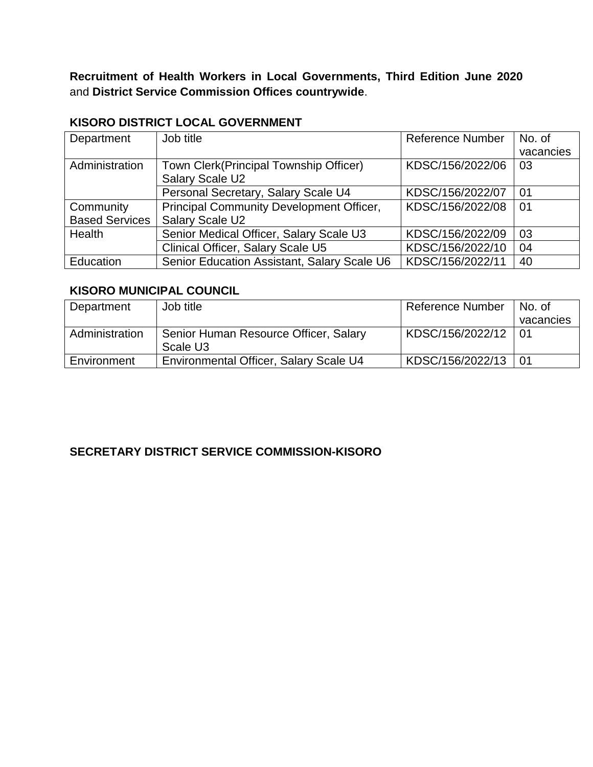**Recruitment of Health Workers in Local Governments, Third Edition June 2020** and **District Service Commission Offices countrywide**.

### KISORO DISTRICT LOCAL GOVERNMENT

| Department | Job title | Reference Number | No. of vacancies |
|---|---|---|---|
| Administration | Town Clerk(Principal Township Officer) Salary Scale U2 | KDSC/156/2022/06 | 03 |
| | Personal Secretary, Salary Scale U4 | KDSC/156/2022/07 | 01 |
| Community Based Services | Principal Community Development Officer, Salary Scale U2 | KDSC/156/2022/08 | 01 |
| Health | Senior Medical Officer, Salary Scale U3 | KDSC/156/2022/09 | 03 |
| | Clinical Officer, Salary Scale U5 | KDSC/156/2022/10 | 04 |
| Education | Senior Education Assistant, Salary Scale U6 | KDSC/156/2022/11 | 40 |

### KISORO MUNICIPAL COUNCIL

| Department | Job title | Reference Number | No. of vacancies |
|---|---|---|---|
| Administration | Senior Human Resource Officer, Salary Scale U3 | KDSC/156/2022/12 | 01 |
| Environment | Environmental Officer, Salary Scale U4 | KDSC/156/2022/13 | 01 |

**SECRETARY DISTRICT SERVICE COMMISSION-KISORO**